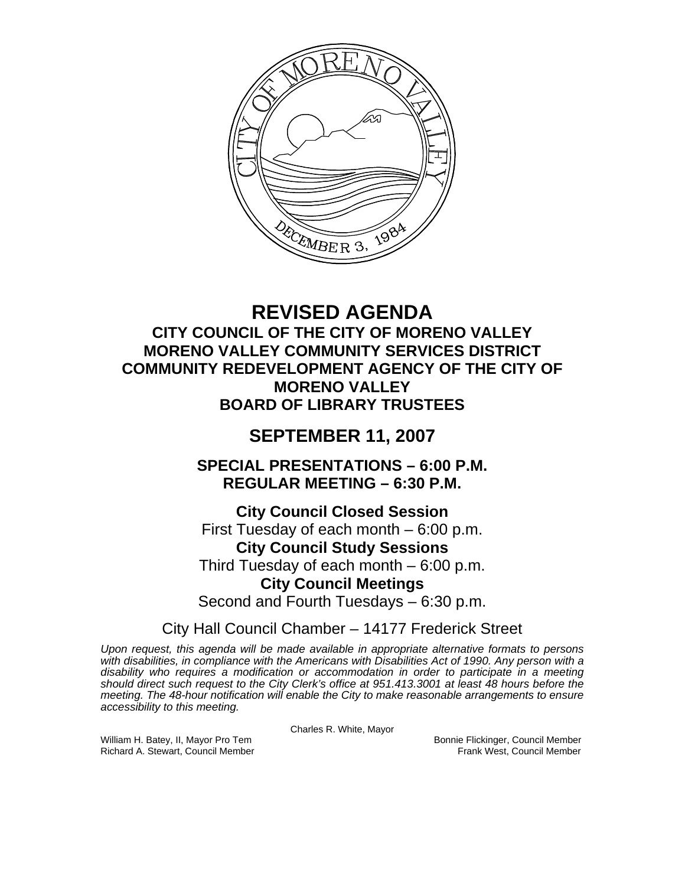# REVISED AGENDA

## CITY COUNCIL OF THE CITY OF MORENO VALLEY
## MORENO VALLEY COMMUNITY SERVICES DISTRICT
## COMMUNITY REDEVELOPMENT AGENCY OF THE CITY OF MORENO VALLEY
## BOARD OF LIBRARY TRUSTEES

# SEPTEMBER 11, 2007

## SPECIAL PRESENTATIONS – 6:00 P.M.
## REGULAR MEETING – 6:30 P.M.

**City Council Closed Session**
First Tuesday of each month – 6:00 p.m.

**City Council Study Sessions**
Third Tuesday of each month – 6:00 p.m.

**City Council Meetings**
Second and Fourth Tuesdays – 6:30 p.m.

City Hall Council Chamber – 14177 Frederick Street

*Upon request, this agenda will be made available in appropriate alternative formats to persons with disabilities, in compliance with the Americans with Disabilities Act of 1990. Any person with a disability who requires a modification or accommodation in order to participate in a meeting should direct such request to the City Clerk's office at 951.413.3001 at least 48 hours before the meeting. The 48-hour notification will enable the City to make reasonable arrangements to ensure accessibility to this meeting.*

Charles R. White, Mayor

William H. Batey, II, Mayor Pro Tem
Richard A. Stewart, Council Member
Bonnie Flickinger, Council Member
Frank West, Council Member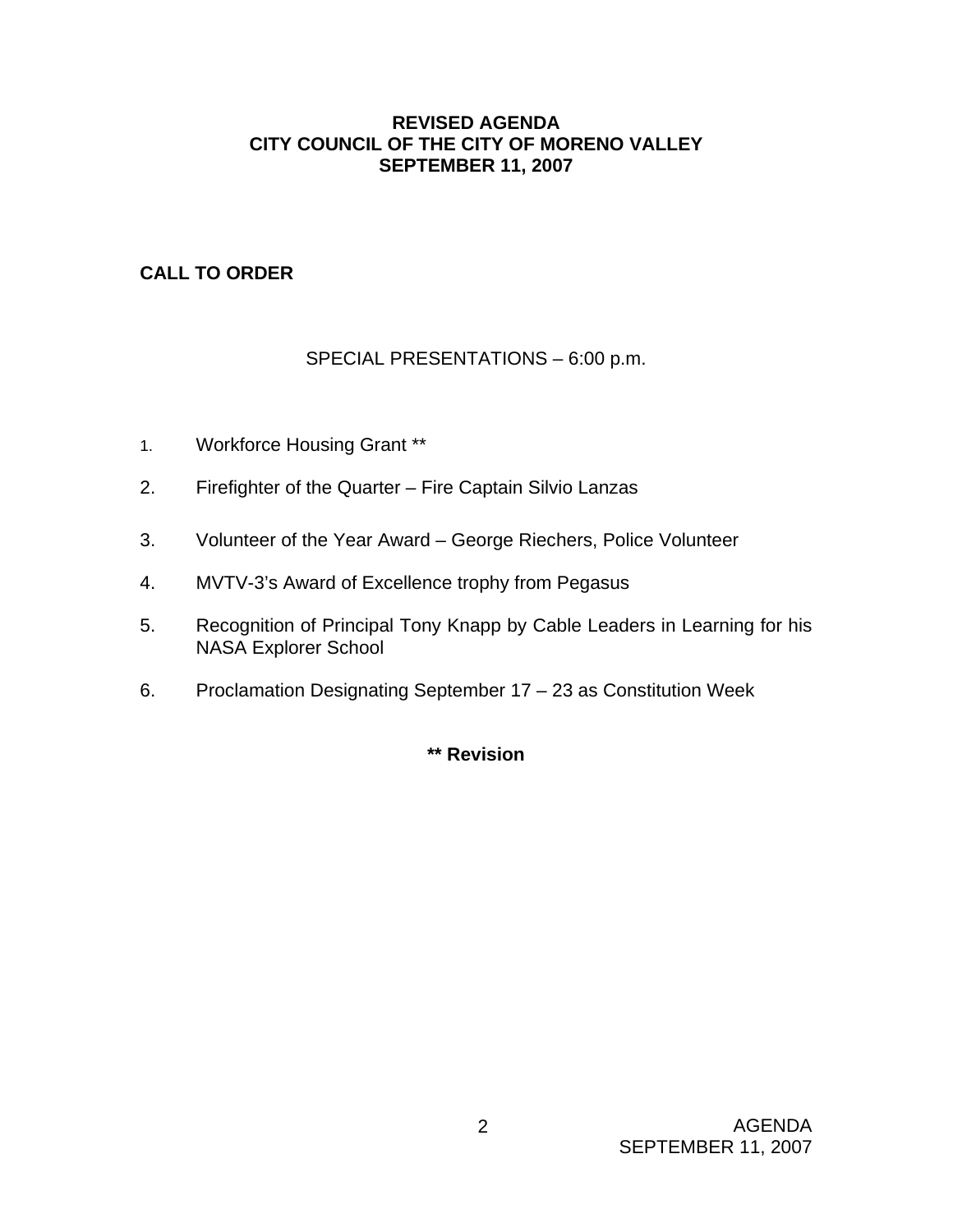**REVISED AGENDA**
**CITY COUNCIL OF THE CITY OF MORENO VALLEY**
**SEPTEMBER 11, 2007**

**CALL TO ORDER**

SPECIAL PRESENTATIONS – 6:00 p.m.

1. Workforce Housing Grant **
2. Firefighter of the Quarter – Fire Captain Silvio Lanzas
3. Volunteer of the Year Award – George Riechers, Police Volunteer
4. MVTV-3's Award of Excellence trophy from Pegasus
5. Recognition of Principal Tony Knapp by Cable Leaders in Learning for his NASA Explorer School
6. Proclamation Designating September 17 – 23 as Constitution Week

**** Revision**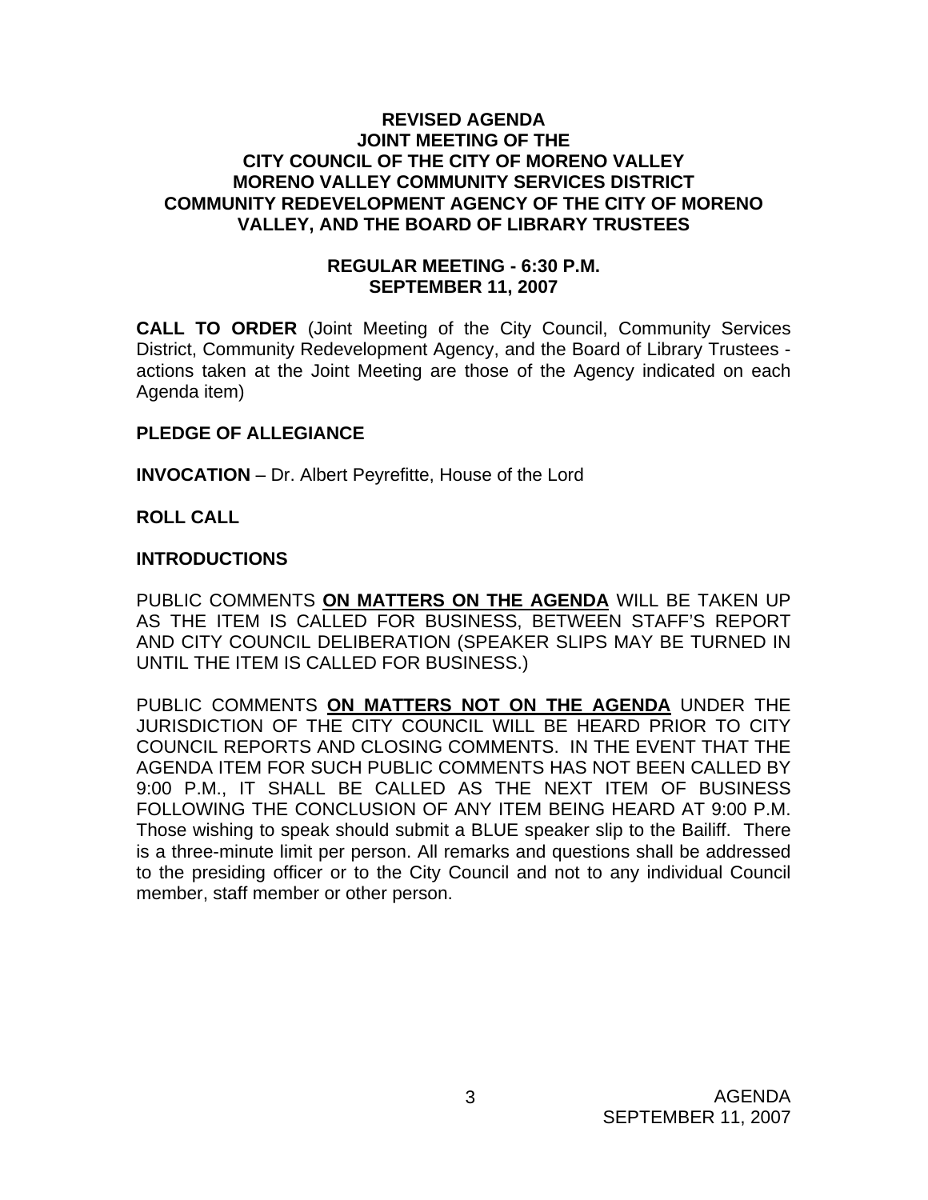# REVISED AGENDA
# JOINT MEETING OF THE
# CITY COUNCIL OF THE CITY OF MORENO VALLEY
# MORENO VALLEY COMMUNITY SERVICES DISTRICT
# COMMUNITY REDEVELOPMENT AGENCY OF THE CITY OF MORENO VALLEY, AND THE BOARD OF LIBRARY TRUSTEES

## REGULAR MEETING - 6:30 P.M.
## SEPTEMBER 11, 2007

**CALL TO ORDER** (Joint Meeting of the City Council, Community Services District, Community Redevelopment Agency, and the Board of Library Trustees - actions taken at the Joint Meeting are those of the Agency indicated on each Agenda item)

**PLEDGE OF ALLEGIANCE**

**INVOCATION** – Dr. Albert Peyrefitte, House of the Lord

**ROLL CALL**

**INTRODUCTIONS**

PUBLIC COMMENTS **ON MATTERS ON THE AGENDA** WILL BE TAKEN UP AS THE ITEM IS CALLED FOR BUSINESS, BETWEEN STAFF'S REPORT AND CITY COUNCIL DELIBERATION (SPEAKER SLIPS MAY BE TURNED IN UNTIL THE ITEM IS CALLED FOR BUSINESS.)

PUBLIC COMMENTS **ON MATTERS NOT ON THE AGENDA** UNDER THE JURISDICTION OF THE CITY COUNCIL WILL BE HEARD PRIOR TO CITY COUNCIL REPORTS AND CLOSING COMMENTS. IN THE EVENT THAT THE AGENDA ITEM FOR SUCH PUBLIC COMMENTS HAS NOT BEEN CALLED BY 9:00 P.M., IT SHALL BE CALLED AS THE NEXT ITEM OF BUSINESS FOLLOWING THE CONCLUSION OF ANY ITEM BEING HEARD AT 9:00 P.M. Those wishing to speak should submit a BLUE speaker slip to the Bailiff. There is a three-minute limit per person. All remarks and questions shall be addressed to the presiding officer or to the City Council and not to any individual Council member, staff member or other person.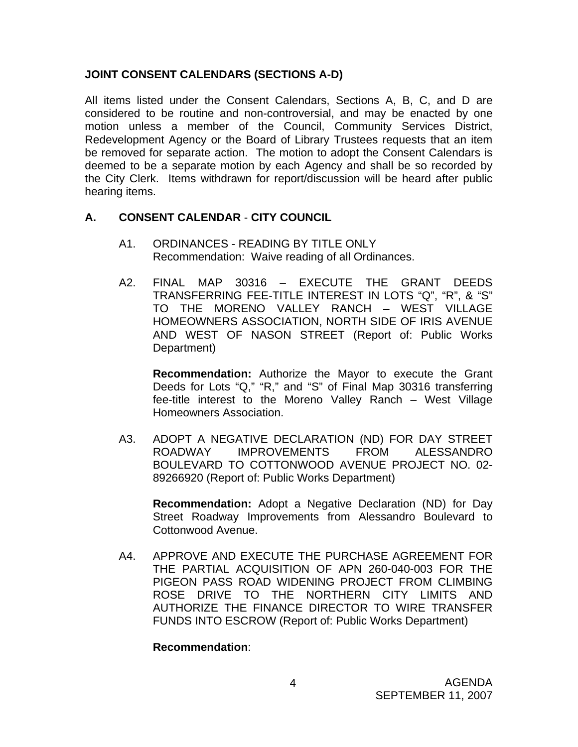## JOINT CONSENT CALENDARS (SECTIONS A-D)

All items listed under the Consent Calendars, Sections A, B, C, and D are considered to be routine and non-controversial, and may be enacted by one motion unless a member of the Council, Community Services District, Redevelopment Agency or the Board of Library Trustees requests that an item be removed for separate action. The motion to adopt the Consent Calendars is deemed to be a separate motion by each Agency and shall be so recorded by the City Clerk. Items withdrawn for report/discussion will be heard after public hearing items.

## A. CONSENT CALENDAR - CITY COUNCIL

A1. ORDINANCES - READING BY TITLE ONLY
Recommendation: Waive reading of all Ordinances.

A2. FINAL MAP 30316 – EXECUTE THE GRANT DEEDS TRANSFERRING FEE-TITLE INTEREST IN LOTS "Q", "R", & "S" TO THE MORENO VALLEY RANCH – WEST VILLAGE HOMEOWNERS ASSOCIATION, NORTH SIDE OF IRIS AVENUE AND WEST OF NASON STREET (Report of: Public Works Department)

**Recommendation:** Authorize the Mayor to execute the Grant Deeds for Lots "Q," "R," and "S" of Final Map 30316 transferring fee-title interest to the Moreno Valley Ranch – West Village Homeowners Association.

A3. ADOPT A NEGATIVE DECLARATION (ND) FOR DAY STREET ROADWAY IMPROVEMENTS FROM ALESSANDRO BOULEVARD TO COTTONWOOD AVENUE PROJECT NO. 02-89266920 (Report of: Public Works Department)

**Recommendation:** Adopt a Negative Declaration (ND) for Day Street Roadway Improvements from Alessandro Boulevard to Cottonwood Avenue.

A4. APPROVE AND EXECUTE THE PURCHASE AGREEMENT FOR THE PARTIAL ACQUISITION OF APN 260-040-003 FOR THE PIGEON PASS ROAD WIDENING PROJECT FROM CLIMBING ROSE DRIVE TO THE NORTHERN CITY LIMITS AND AUTHORIZE THE FINANCE DIRECTOR TO WIRE TRANSFER FUNDS INTO ESCROW (Report of: Public Works Department)

**Recommendation**: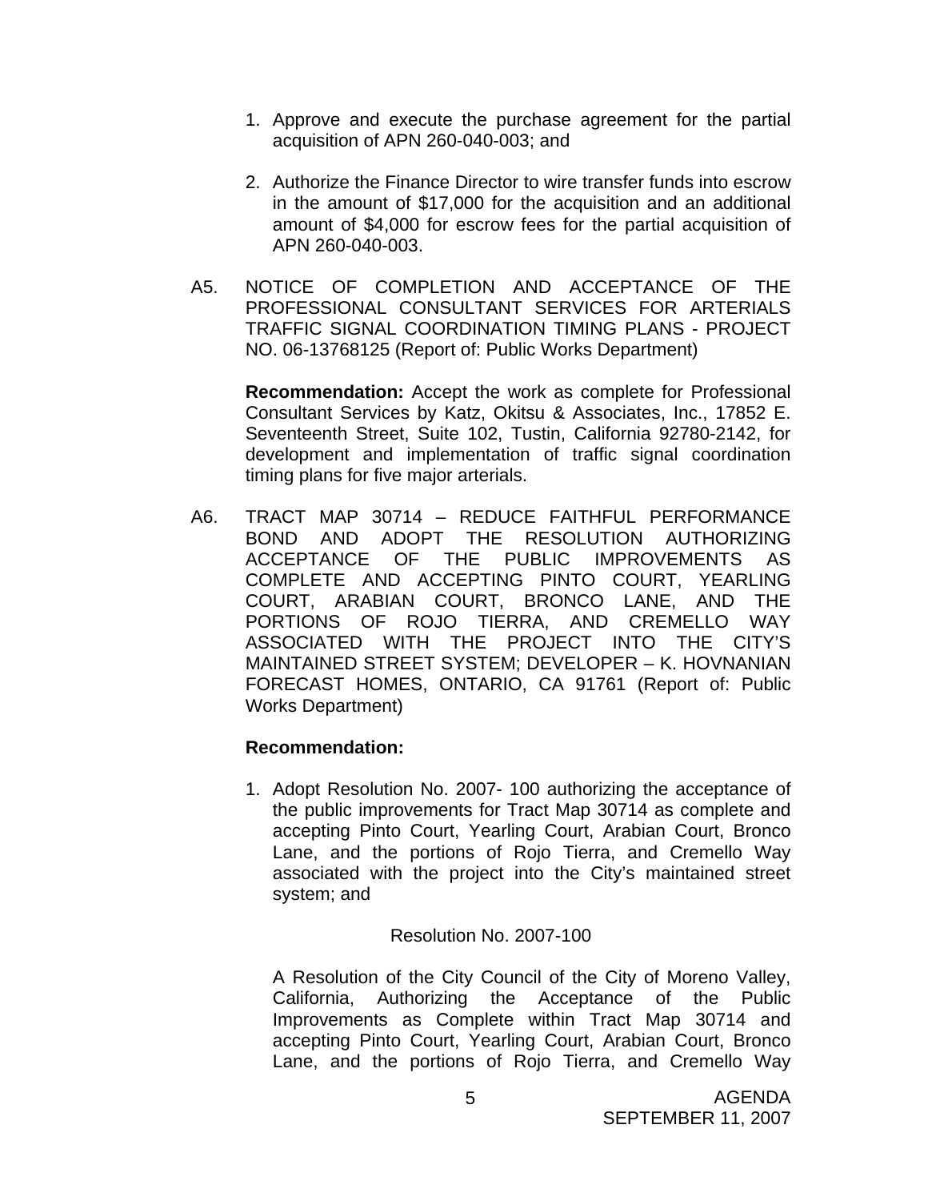1. Approve and execute the purchase agreement for the partial acquisition of APN 260-040-003; and

2. Authorize the Finance Director to wire transfer funds into escrow in the amount of $17,000 for the acquisition and an additional amount of $4,000 for escrow fees for the partial acquisition of APN 260-040-003.

A5. NOTICE OF COMPLETION AND ACCEPTANCE OF THE PROFESSIONAL CONSULTANT SERVICES FOR ARTERIALS TRAFFIC SIGNAL COORDINATION TIMING PLANS - PROJECT NO. 06-13768125 (Report of: Public Works Department)

**Recommendation:** Accept the work as complete for Professional Consultant Services by Katz, Okitsu & Associates, Inc., 17852 E. Seventeenth Street, Suite 102, Tustin, California 92780-2142, for development and implementation of traffic signal coordination timing plans for five major arterials.

A6. TRACT MAP 30714 – REDUCE FAITHFUL PERFORMANCE BOND AND ADOPT THE RESOLUTION AUTHORIZING ACCEPTANCE OF THE PUBLIC IMPROVEMENTS AS COMPLETE AND ACCEPTING PINTO COURT, YEARLING COURT, ARABIAN COURT, BRONCO LANE, AND THE PORTIONS OF ROJO TIERRA, AND CREMELLO WAY ASSOCIATED WITH THE PROJECT INTO THE CITY'S MAINTAINED STREET SYSTEM; DEVELOPER – K. HOVNANIAN FORECAST HOMES, ONTARIO, CA 91761 (Report of: Public Works Department)

**Recommendation:**

1. Adopt Resolution No. 2007- 100 authorizing the acceptance of the public improvements for Tract Map 30714 as complete and accepting Pinto Court, Yearling Court, Arabian Court, Bronco Lane, and the portions of Rojo Tierra, and Cremello Way associated with the project into the City's maintained street system; and

Resolution No. 2007-100

A Resolution of the City Council of the City of Moreno Valley, California, Authorizing the Acceptance of the Public Improvements as Complete within Tract Map 30714 and accepting Pinto Court, Yearling Court, Arabian Court, Bronco Lane, and the portions of Rojo Tierra, and Cremello Way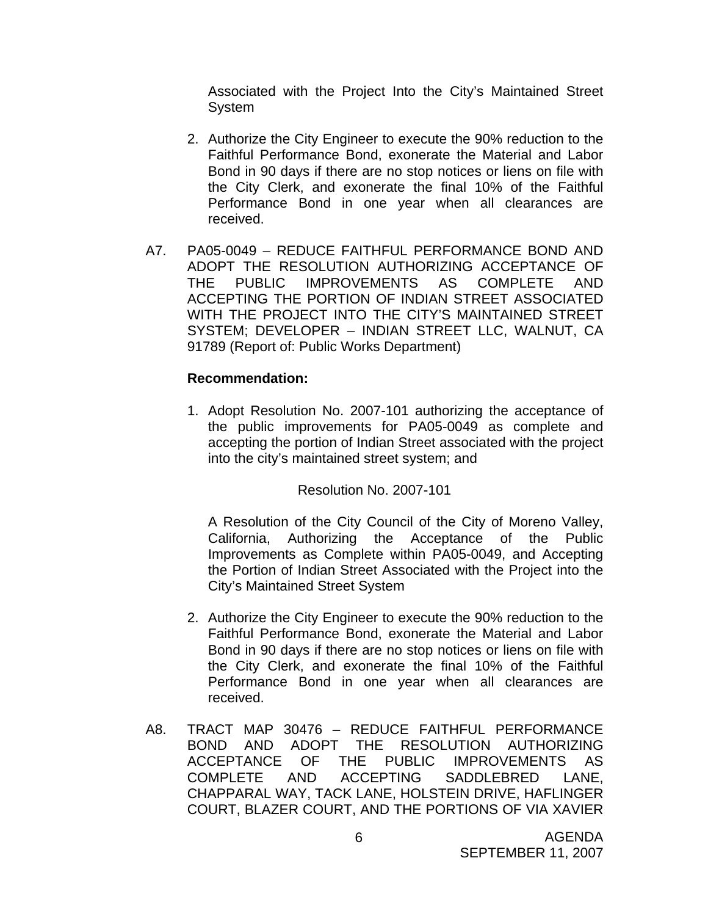Associated with the Project Into the City's Maintained Street System

2. Authorize the City Engineer to execute the 90% reduction to the Faithful Performance Bond, exonerate the Material and Labor Bond in 90 days if there are no stop notices or liens on file with the City Clerk, and exonerate the final 10% of the Faithful Performance Bond in one year when all clearances are received.

A7. PA05-0049 – REDUCE FAITHFUL PERFORMANCE BOND AND ADOPT THE RESOLUTION AUTHORIZING ACCEPTANCE OF THE PUBLIC IMPROVEMENTS AS COMPLETE AND ACCEPTING THE PORTION OF INDIAN STREET ASSOCIATED WITH THE PROJECT INTO THE CITY'S MAINTAINED STREET SYSTEM; DEVELOPER – INDIAN STREET LLC, WALNUT, CA 91789 (Report of: Public Works Department)

**Recommendation:**

1. Adopt Resolution No. 2007-101 authorizing the acceptance of the public improvements for PA05-0049 as complete and accepting the portion of Indian Street associated with the project into the city's maintained street system; and

Resolution No. 2007-101

A Resolution of the City Council of the City of Moreno Valley, California, Authorizing the Acceptance of the Public Improvements as Complete within PA05-0049, and Accepting the Portion of Indian Street Associated with the Project into the City's Maintained Street System

2. Authorize the City Engineer to execute the 90% reduction to the Faithful Performance Bond, exonerate the Material and Labor Bond in 90 days if there are no stop notices or liens on file with the City Clerk, and exonerate the final 10% of the Faithful Performance Bond in one year when all clearances are received.

A8. TRACT MAP 30476 – REDUCE FAITHFUL PERFORMANCE BOND AND ADOPT THE RESOLUTION AUTHORIZING ACCEPTANCE OF THE PUBLIC IMPROVEMENTS AS COMPLETE AND ACCEPTING SADDLEBRED LANE, CHAPPARAL WAY, TACK LANE, HOLSTEIN DRIVE, HAFLINGER COURT, BLAZER COURT, AND THE PORTIONS OF VIA XAVIER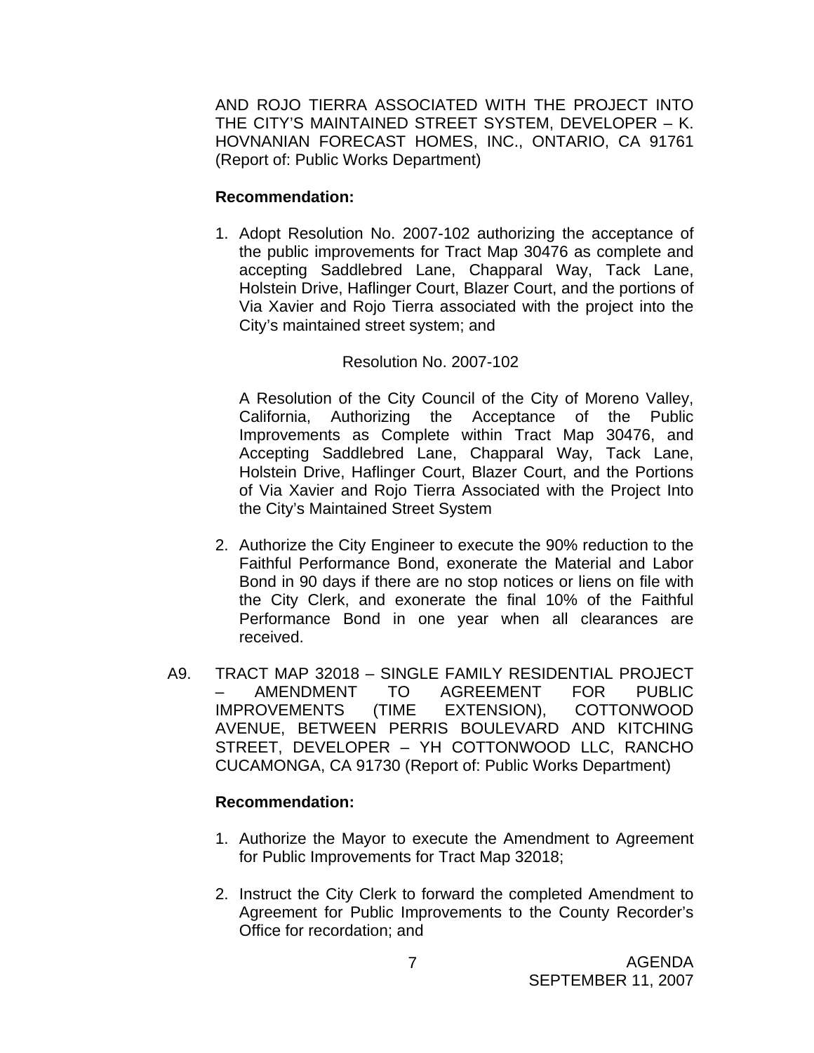AND ROJO TIERRA ASSOCIATED WITH THE PROJECT INTO THE CITY'S MAINTAINED STREET SYSTEM, DEVELOPER – K. HOVNANIAN FORECAST HOMES, INC., ONTARIO, CA 91761 (Report of: Public Works Department)

**Recommendation:**

1. Adopt Resolution No. 2007-102 authorizing the acceptance of the public improvements for Tract Map 30476 as complete and accepting Saddlebred Lane, Chapparal Way, Tack Lane, Holstein Drive, Haflinger Court, Blazer Court, and the portions of Via Xavier and Rojo Tierra associated with the project into the City's maintained street system; and

   Resolution No. 2007-102

   A Resolution of the City Council of the City of Moreno Valley, California, Authorizing the Acceptance of the Public Improvements as Complete within Tract Map 30476, and Accepting Saddlebred Lane, Chapparal Way, Tack Lane, Holstein Drive, Haflinger Court, Blazer Court, and the Portions of Via Xavier and Rojo Tierra Associated with the Project Into the City's Maintained Street System

2. Authorize the City Engineer to execute the 90% reduction to the Faithful Performance Bond, exonerate the Material and Labor Bond in 90 days if there are no stop notices or liens on file with the City Clerk, and exonerate the final 10% of the Faithful Performance Bond in one year when all clearances are received.

A9. TRACT MAP 32018 – SINGLE FAMILY RESIDENTIAL PROJECT – AMENDMENT TO AGREEMENT FOR PUBLIC IMPROVEMENTS (TIME EXTENSION), COTTONWOOD AVENUE, BETWEEN PERRIS BOULEVARD AND KITCHING STREET, DEVELOPER – YH COTTONWOOD LLC, RANCHO CUCAMONGA, CA 91730 (Report of: Public Works Department)

**Recommendation:**

1. Authorize the Mayor to execute the Amendment to Agreement for Public Improvements for Tract Map 32018;

2. Instruct the City Clerk to forward the completed Amendment to Agreement for Public Improvements to the County Recorder's Office for recordation; and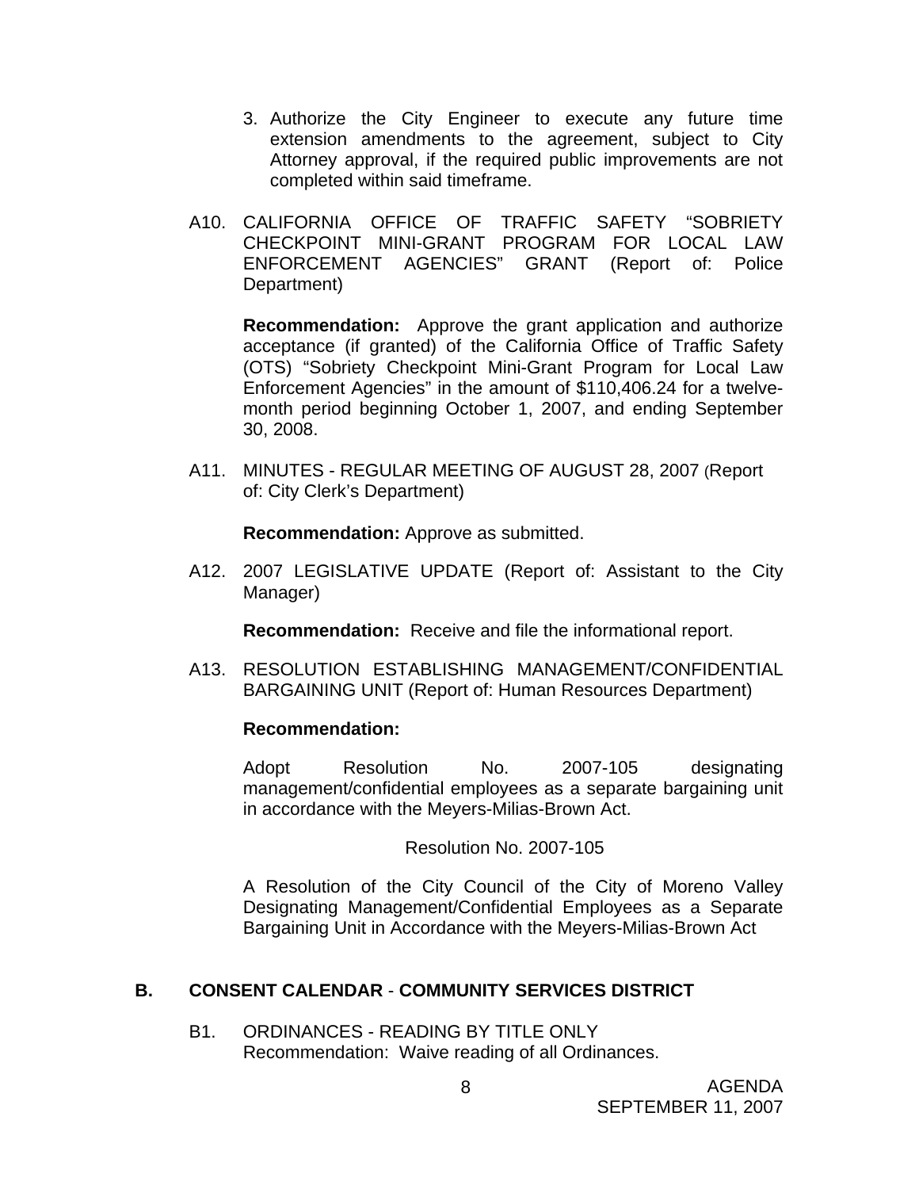3. Authorize the City Engineer to execute any future time extension amendments to the agreement, subject to City Attorney approval, if the required public improvements are not completed within said timeframe.

A10. CALIFORNIA OFFICE OF TRAFFIC SAFETY "SOBRIETY CHECKPOINT MINI-GRANT PROGRAM FOR LOCAL LAW ENFORCEMENT AGENCIES" GRANT (Report of: Police Department)

**Recommendation:** Approve the grant application and authorize acceptance (if granted) of the California Office of Traffic Safety (OTS) "Sobriety Checkpoint Mini-Grant Program for Local Law Enforcement Agencies" in the amount of $110,406.24 for a twelve-month period beginning October 1, 2007, and ending September 30, 2008.

A11. MINUTES - REGULAR MEETING OF AUGUST 28, 2007 (Report of: City Clerk's Department)

**Recommendation:** Approve as submitted.

A12. 2007 LEGISLATIVE UPDATE (Report of: Assistant to the City Manager)

**Recommendation:** Receive and file the informational report.

A13. RESOLUTION ESTABLISHING MANAGEMENT/CONFIDENTIAL BARGAINING UNIT (Report of: Human Resources Department)

**Recommendation:**

Adopt Resolution No. 2007-105 designating management/confidential employees as a separate bargaining unit in accordance with the Meyers-Milias-Brown Act.

Resolution No. 2007-105

A Resolution of the City Council of the City of Moreno Valley Designating Management/Confidential Employees as a Separate Bargaining Unit in Accordance with the Meyers-Milias-Brown Act

## B. CONSENT CALENDAR - COMMUNITY SERVICES DISTRICT

B1. ORDINANCES - READING BY TITLE ONLY
Recommendation: Waive reading of all Ordinances.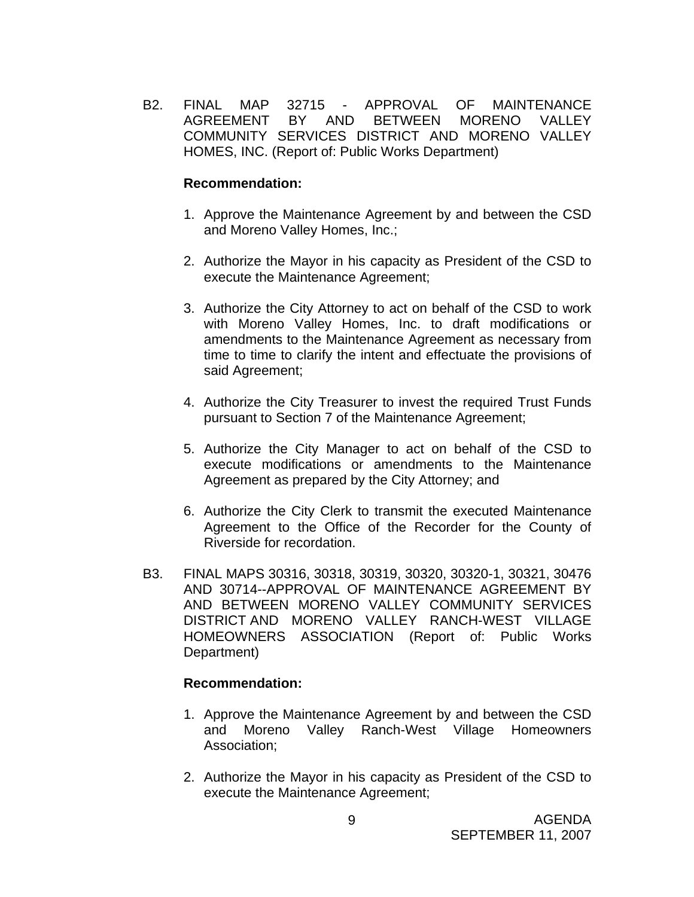B2. FINAL MAP 32715 - APPROVAL OF MAINTENANCE AGREEMENT BY AND BETWEEN MORENO VALLEY COMMUNITY SERVICES DISTRICT AND MORENO VALLEY HOMES, INC. (Report of: Public Works Department)

**Recommendation:**

1. Approve the Maintenance Agreement by and between the CSD and Moreno Valley Homes, Inc.;

2. Authorize the Mayor in his capacity as President of the CSD to execute the Maintenance Agreement;

3. Authorize the City Attorney to act on behalf of the CSD to work with Moreno Valley Homes, Inc. to draft modifications or amendments to the Maintenance Agreement as necessary from time to time to clarify the intent and effectuate the provisions of said Agreement;

4. Authorize the City Treasurer to invest the required Trust Funds pursuant to Section 7 of the Maintenance Agreement;

5. Authorize the City Manager to act on behalf of the CSD to execute modifications or amendments to the Maintenance Agreement as prepared by the City Attorney; and

6. Authorize the City Clerk to transmit the executed Maintenance Agreement to the Office of the Recorder for the County of Riverside for recordation.

B3. FINAL MAPS 30316, 30318, 30319, 30320, 30320-1, 30321, 30476 AND 30714--APPROVAL OF MAINTENANCE AGREEMENT BY AND BETWEEN MORENO VALLEY COMMUNITY SERVICES DISTRICT AND MORENO VALLEY RANCH-WEST VILLAGE HOMEOWNERS ASSOCIATION (Report of: Public Works Department)

**Recommendation:**

1. Approve the Maintenance Agreement by and between the CSD and Moreno Valley Ranch-West Village Homeowners Association;

2. Authorize the Mayor in his capacity as President of the CSD to execute the Maintenance Agreement;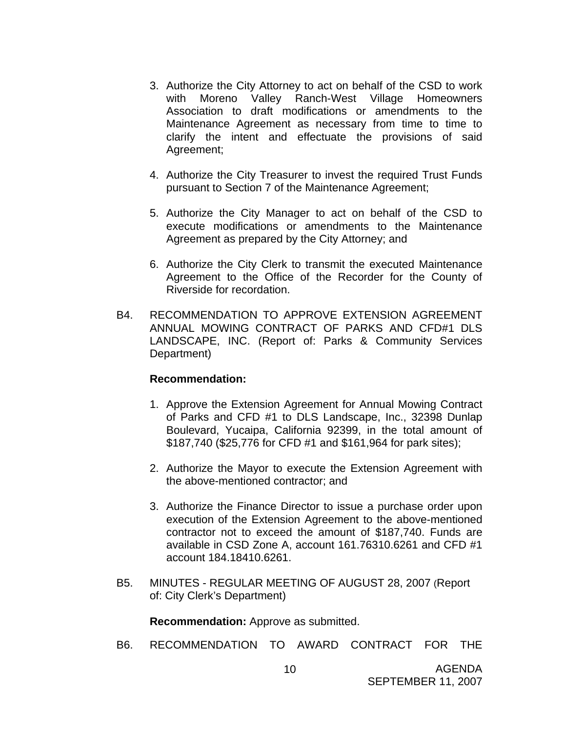3. Authorize the City Attorney to act on behalf of the CSD to work with Moreno Valley Ranch-West Village Homeowners Association to draft modifications or amendments to the Maintenance Agreement as necessary from time to time to clarify the intent and effectuate the provisions of said Agreement;

4. Authorize the City Treasurer to invest the required Trust Funds pursuant to Section 7 of the Maintenance Agreement;

5. Authorize the City Manager to act on behalf of the CSD to execute modifications or amendments to the Maintenance Agreement as prepared by the City Attorney; and

6. Authorize the City Clerk to transmit the executed Maintenance Agreement to the Office of the Recorder for the County of Riverside for recordation.

B4. RECOMMENDATION TO APPROVE EXTENSION AGREEMENT ANNUAL MOWING CONTRACT OF PARKS AND CFD#1 DLS LANDSCAPE, INC. (Report of: Parks & Community Services Department)

**Recommendation:**

1. Approve the Extension Agreement for Annual Mowing Contract of Parks and CFD #1 to DLS Landscape, Inc., 32398 Dunlap Boulevard, Yucaipa, California 92399, in the total amount of $187,740 ($25,776 for CFD #1 and $161,964 for park sites);

2. Authorize the Mayor to execute the Extension Agreement with the above-mentioned contractor; and

3. Authorize the Finance Director to issue a purchase order upon execution of the Extension Agreement to the above-mentioned contractor not to exceed the amount of $187,740. Funds are available in CSD Zone A, account 161.76310.6261 and CFD #1 account 184.18410.6261.

B5. MINUTES - REGULAR MEETING OF AUGUST 28, 2007 (Report of: City Clerk's Department)

**Recommendation:** Approve as submitted.

B6. RECOMMENDATION TO AWARD CONTRACT FOR THE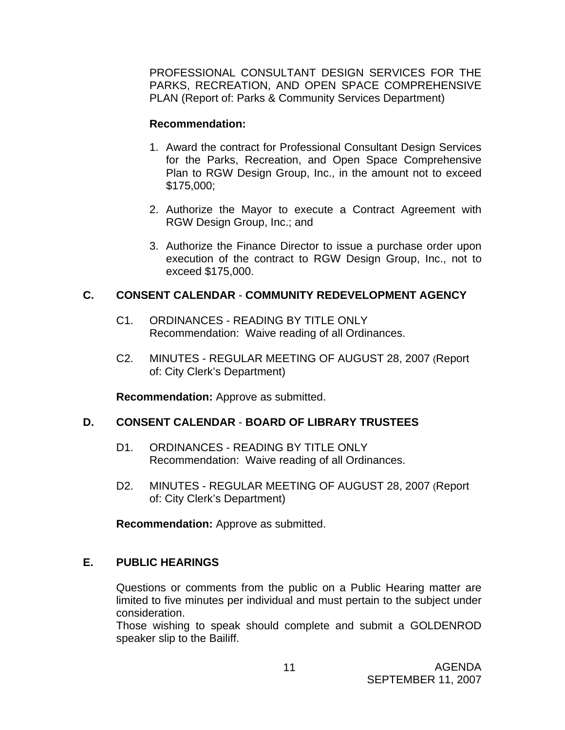PROFESSIONAL CONSULTANT DESIGN SERVICES FOR THE PARKS, RECREATION, AND OPEN SPACE COMPREHENSIVE PLAN (Report of: Parks & Community Services Department)

**Recommendation:**

1. Award the contract for Professional Consultant Design Services for the Parks, Recreation, and Open Space Comprehensive Plan to RGW Design Group, Inc., in the amount not to exceed $175,000;

2. Authorize the Mayor to execute a Contract Agreement with RGW Design Group, Inc.; and

3. Authorize the Finance Director to issue a purchase order upon execution of the contract to RGW Design Group, Inc., not to exceed $175,000.

## C. CONSENT CALENDAR - COMMUNITY REDEVELOPMENT AGENCY

C1. ORDINANCES - READING BY TITLE ONLY
Recommendation: Waive reading of all Ordinances.

C2. MINUTES - REGULAR MEETING OF AUGUST 28, 2007 (Report of: City Clerk's Department)

**Recommendation:** Approve as submitted.

## D. CONSENT CALENDAR - BOARD OF LIBRARY TRUSTEES

D1. ORDINANCES - READING BY TITLE ONLY
Recommendation: Waive reading of all Ordinances.

D2. MINUTES - REGULAR MEETING OF AUGUST 28, 2007 (Report of: City Clerk's Department)

**Recommendation:** Approve as submitted.

## E. PUBLIC HEARINGS

Questions or comments from the public on a Public Hearing matter are limited to five minutes per individual and must pertain to the subject under consideration.
Those wishing to speak should complete and submit a GOLDENROD speaker slip to the Bailiff.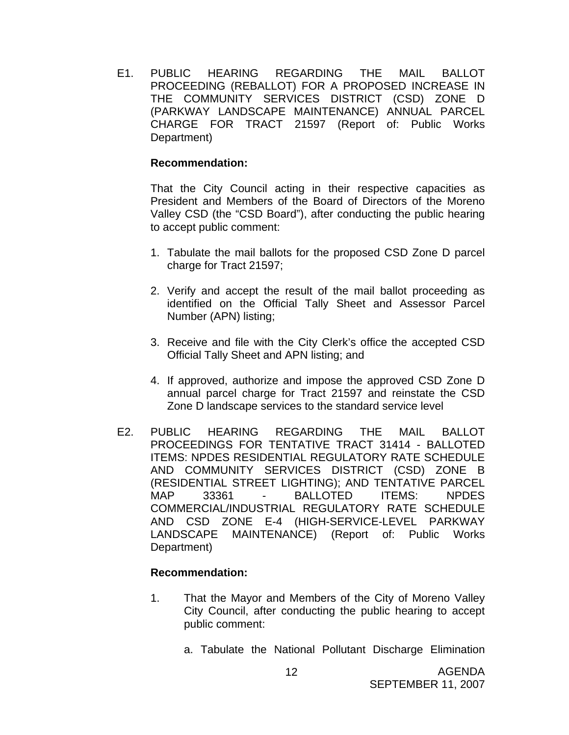E1. PUBLIC HEARING REGARDING THE MAIL BALLOT PROCEEDING (REBALLOT) FOR A PROPOSED INCREASE IN THE COMMUNITY SERVICES DISTRICT (CSD) ZONE D (PARKWAY LANDSCAPE MAINTENANCE) ANNUAL PARCEL CHARGE FOR TRACT 21597 (Report of: Public Works Department)

**Recommendation:**

That the City Council acting in their respective capacities as President and Members of the Board of Directors of the Moreno Valley CSD (the "CSD Board"), after conducting the public hearing to accept public comment:

1. Tabulate the mail ballots for the proposed CSD Zone D parcel charge for Tract 21597;

2. Verify and accept the result of the mail ballot proceeding as identified on the Official Tally Sheet and Assessor Parcel Number (APN) listing;

3. Receive and file with the City Clerk's office the accepted CSD Official Tally Sheet and APN listing; and

4. If approved, authorize and impose the approved CSD Zone D annual parcel charge for Tract 21597 and reinstate the CSD Zone D landscape services to the standard service level

E2. PUBLIC HEARING REGARDING THE MAIL BALLOT PROCEEDINGS FOR TENTATIVE TRACT 31414 - BALLOTED ITEMS: NPDES RESIDENTIAL REGULATORY RATE SCHEDULE AND COMMUNITY SERVICES DISTRICT (CSD) ZONE B (RESIDENTIAL STREET LIGHTING); AND TENTATIVE PARCEL MAP 33361 - BALLOTED ITEMS: NPDES COMMERCIAL/INDUSTRIAL REGULATORY RATE SCHEDULE AND CSD ZONE E-4 (HIGH-SERVICE-LEVEL PARKWAY LANDSCAPE MAINTENANCE) (Report of: Public Works Department)

**Recommendation:**

1. That the Mayor and Members of the City of Moreno Valley City Council, after conducting the public hearing to accept public comment:

   a. Tabulate the National Pollutant Discharge Elimination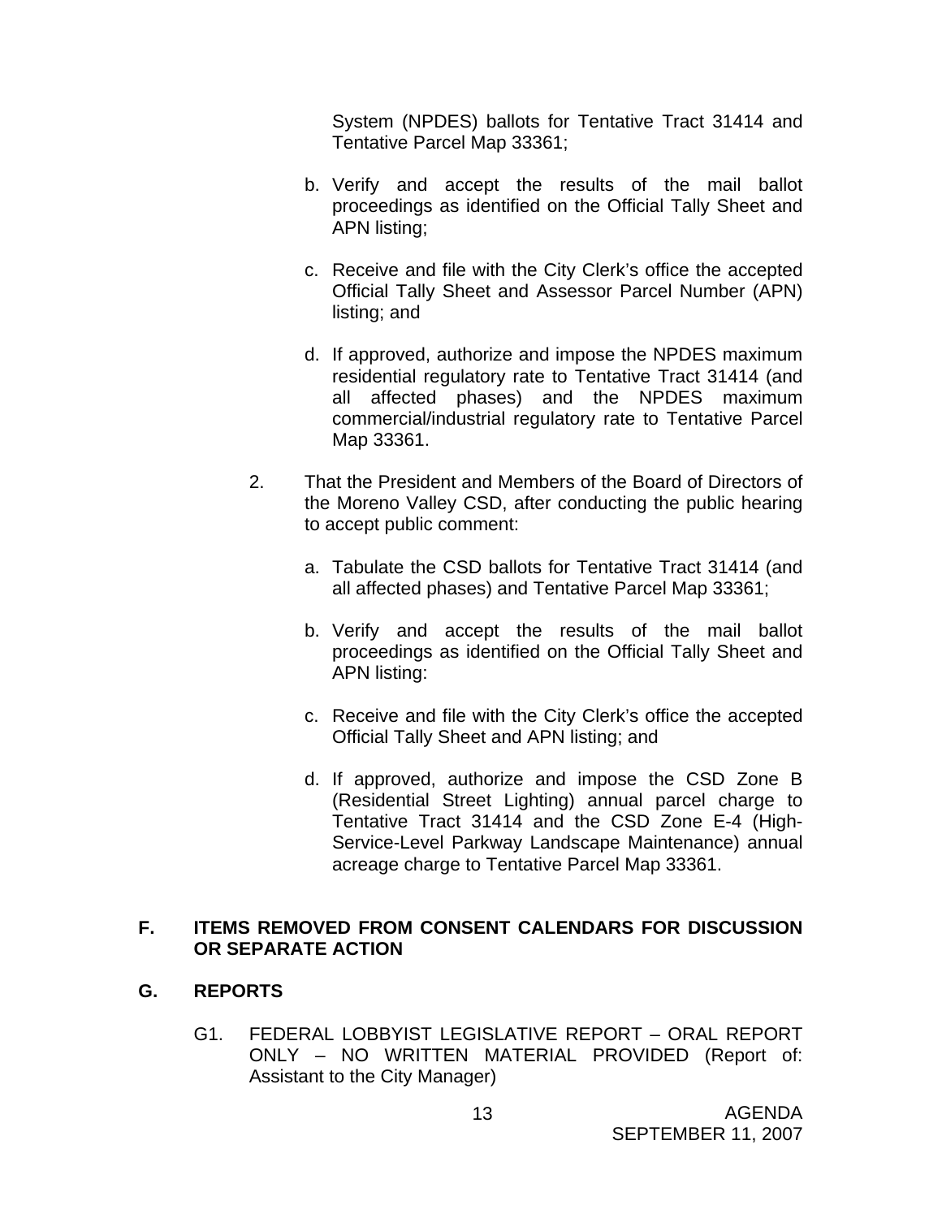System (NPDES) ballots for Tentative Tract 31414 and Tentative Parcel Map 33361;

b. Verify and accept the results of the mail ballot proceedings as identified on the Official Tally Sheet and APN listing;

c. Receive and file with the City Clerk's office the accepted Official Tally Sheet and Assessor Parcel Number (APN) listing; and

d. If approved, authorize and impose the NPDES maximum residential regulatory rate to Tentative Tract 31414 (and all affected phases) and the NPDES maximum commercial/industrial regulatory rate to Tentative Parcel Map 33361.

2. That the President and Members of the Board of Directors of the Moreno Valley CSD, after conducting the public hearing to accept public comment:

   a. Tabulate the CSD ballots for Tentative Tract 31414 (and all affected phases) and Tentative Parcel Map 33361;

   b. Verify and accept the results of the mail ballot proceedings as identified on the Official Tally Sheet and APN listing:

   c. Receive and file with the City Clerk's office the accepted Official Tally Sheet and APN listing; and

   d. If approved, authorize and impose the CSD Zone B (Residential Street Lighting) annual parcel charge to Tentative Tract 31414 and the CSD Zone E-4 (High-Service-Level Parkway Landscape Maintenance) annual acreage charge to Tentative Parcel Map 33361.

## F. ITEMS REMOVED FROM CONSENT CALENDARS FOR DISCUSSION OR SEPARATE ACTION

## G. REPORTS

G1. FEDERAL LOBBYIST LEGISLATIVE REPORT – ORAL REPORT ONLY – NO WRITTEN MATERIAL PROVIDED (Report of: Assistant to the City Manager)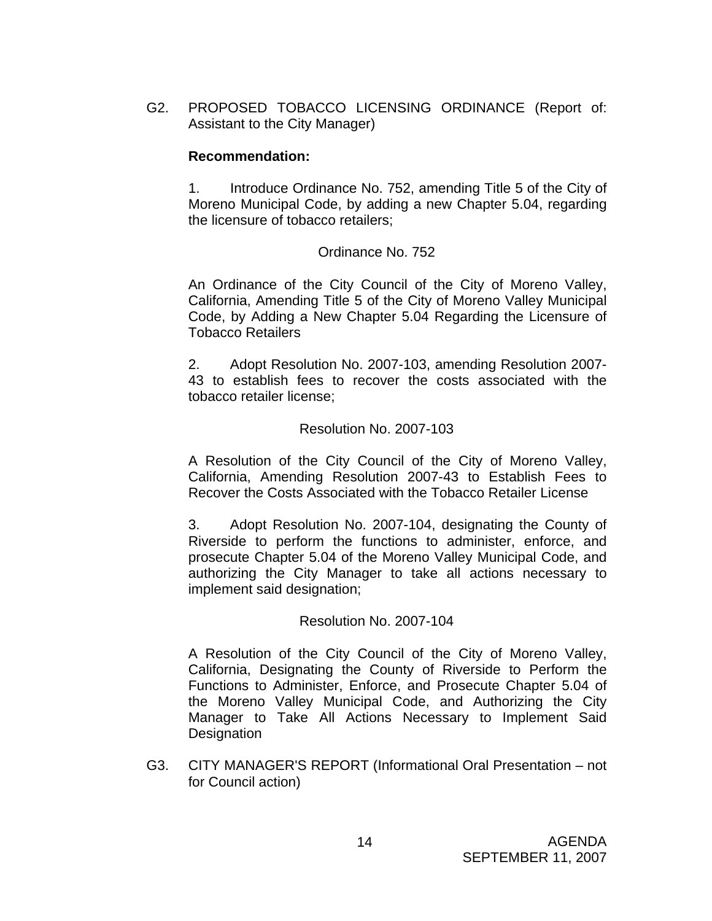G2. PROPOSED TOBACCO LICENSING ORDINANCE (Report of: Assistant to the City Manager)

**Recommendation:**

1. Introduce Ordinance No. 752, amending Title 5 of the City of Moreno Municipal Code, by adding a new Chapter 5.04, regarding the licensure of tobacco retailers;

Ordinance No. 752

An Ordinance of the City Council of the City of Moreno Valley, California, Amending Title 5 of the City of Moreno Valley Municipal Code, by Adding a New Chapter 5.04 Regarding the Licensure of Tobacco Retailers

2. Adopt Resolution No. 2007-103, amending Resolution 2007-43 to establish fees to recover the costs associated with the tobacco retailer license;

Resolution No. 2007-103

A Resolution of the City Council of the City of Moreno Valley, California, Amending Resolution 2007-43 to Establish Fees to Recover the Costs Associated with the Tobacco Retailer License

3. Adopt Resolution No. 2007-104, designating the County of Riverside to perform the functions to administer, enforce, and prosecute Chapter 5.04 of the Moreno Valley Municipal Code, and authorizing the City Manager to take all actions necessary to implement said designation;

Resolution No. 2007-104

A Resolution of the City Council of the City of Moreno Valley, California, Designating the County of Riverside to Perform the Functions to Administer, Enforce, and Prosecute Chapter 5.04 of the Moreno Valley Municipal Code, and Authorizing the City Manager to Take All Actions Necessary to Implement Said Designation

G3. CITY MANAGER'S REPORT (Informational Oral Presentation – not for Council action)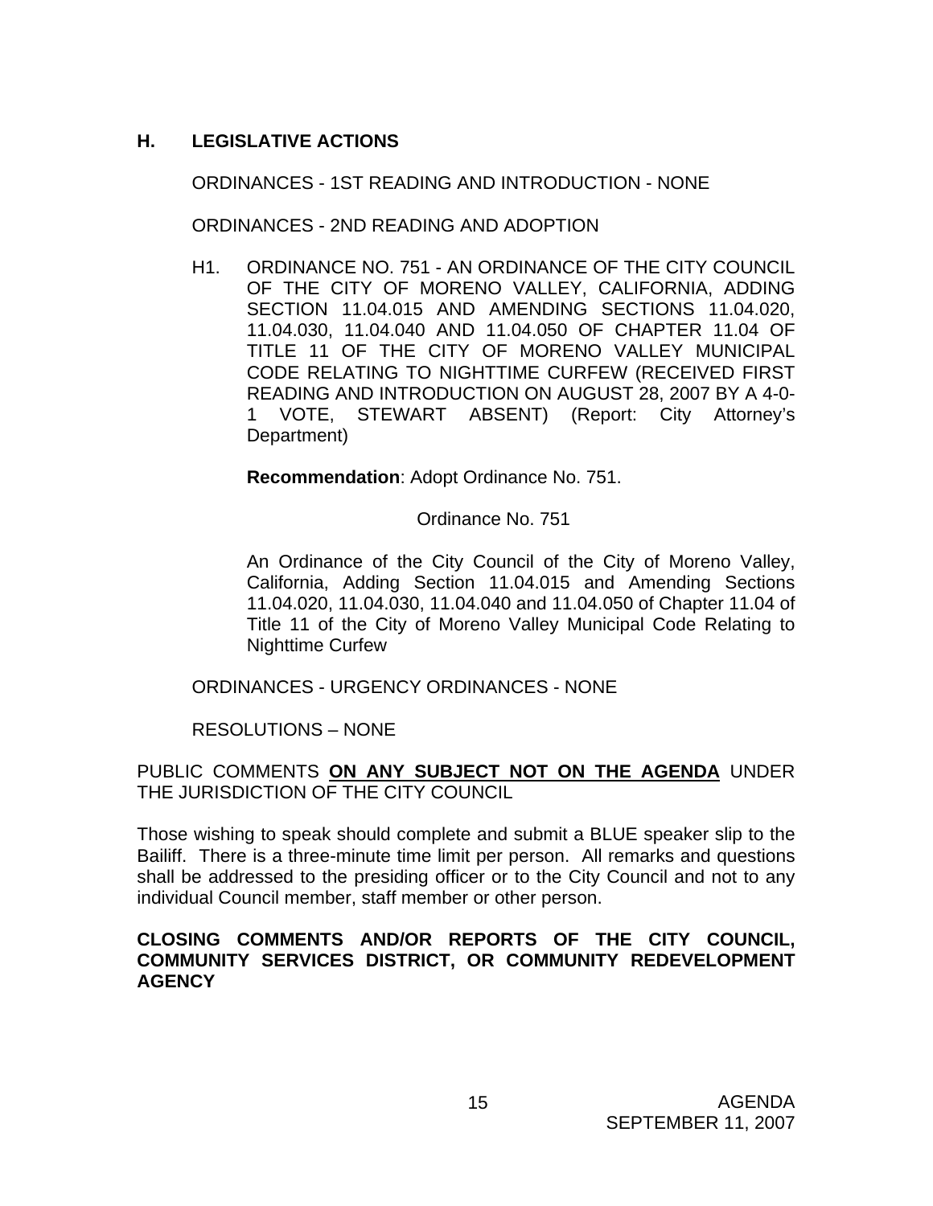## H. LEGISLATIVE ACTIONS

ORDINANCES - 1ST READING AND INTRODUCTION - NONE

ORDINANCES - 2ND READING AND ADOPTION

H1. ORDINANCE NO. 751 - AN ORDINANCE OF THE CITY COUNCIL OF THE CITY OF MORENO VALLEY, CALIFORNIA, ADDING SECTION 11.04.015 AND AMENDING SECTIONS 11.04.020, 11.04.030, 11.04.040 AND 11.04.050 OF CHAPTER 11.04 OF TITLE 11 OF THE CITY OF MORENO VALLEY MUNICIPAL CODE RELATING TO NIGHTTIME CURFEW (RECEIVED FIRST READING AND INTRODUCTION ON AUGUST 28, 2007 BY A 4-0-1 VOTE, STEWART ABSENT) (Report: City Attorney's Department)

**Recommendation**: Adopt Ordinance No. 751.

Ordinance No. 751

An Ordinance of the City Council of the City of Moreno Valley, California, Adding Section 11.04.015 and Amending Sections 11.04.020, 11.04.030, 11.04.040 and 11.04.050 of Chapter 11.04 of Title 11 of the City of Moreno Valley Municipal Code Relating to Nighttime Curfew

ORDINANCES - URGENCY ORDINANCES - NONE

RESOLUTIONS – NONE

PUBLIC COMMENTS **<u>ON ANY SUBJECT NOT ON THE AGENDA</u>** UNDER THE JURISDICTION OF THE CITY COUNCIL

Those wishing to speak should complete and submit a BLUE speaker slip to the Bailiff. There is a three-minute time limit per person. All remarks and questions shall be addressed to the presiding officer or to the City Council and not to any individual Council member, staff member or other person.

**CLOSING COMMENTS AND/OR REPORTS OF THE CITY COUNCIL, COMMUNITY SERVICES DISTRICT, OR COMMUNITY REDEVELOPMENT AGENCY**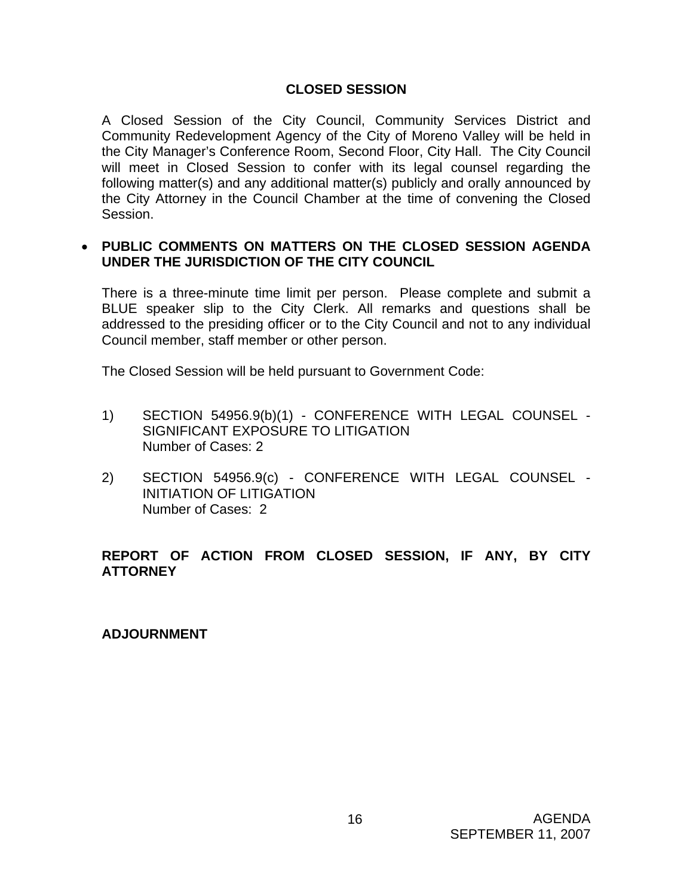## CLOSED SESSION

A Closed Session of the City Council, Community Services District and Community Redevelopment Agency of the City of Moreno Valley will be held in the City Manager's Conference Room, Second Floor, City Hall. The City Council will meet in Closed Session to confer with its legal counsel regarding the following matter(s) and any additional matter(s) publicly and orally announced by the City Attorney in the Council Chamber at the time of convening the Closed Session.

- **PUBLIC COMMENTS ON MATTERS ON THE CLOSED SESSION AGENDA UNDER THE JURISDICTION OF THE CITY COUNCIL**

  There is a three-minute time limit per person. Please complete and submit a BLUE speaker slip to the City Clerk. All remarks and questions shall be addressed to the presiding officer or to the City Council and not to any individual Council member, staff member or other person.

  The Closed Session will be held pursuant to Government Code:

  1) SECTION 54956.9(b)(1) - CONFERENCE WITH LEGAL COUNSEL - SIGNIFICANT EXPOSURE TO LITIGATION
     Number of Cases: 2

  2) SECTION 54956.9(c) - CONFERENCE WITH LEGAL COUNSEL - INITIATION OF LITIGATION
     Number of Cases: 2

**REPORT OF ACTION FROM CLOSED SESSION, IF ANY, BY CITY ATTORNEY**

**ADJOURNMENT**